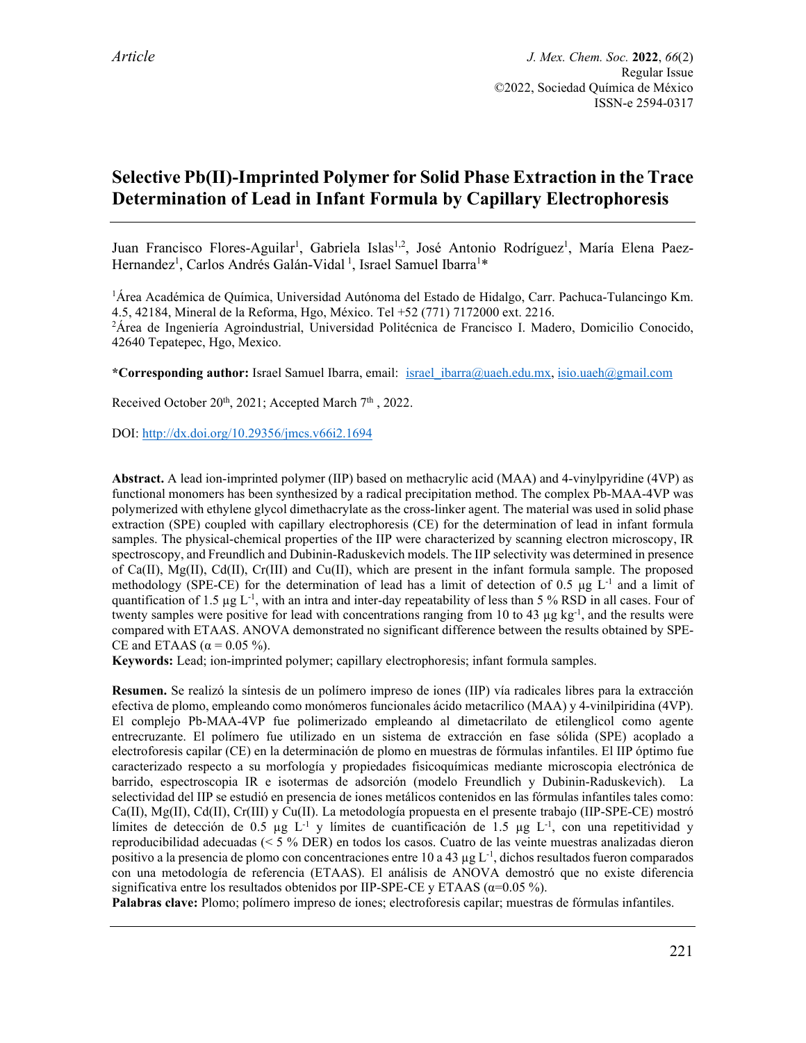*Article*

# Selective Pb(II)-Imprinted Polymer for Solid Phase Extraction in the Trace Determination of Lead in Infant Formula by Capillary Electrophoresis

Juan Francisco Flores-Aguilar[1], Gabriela Islas[1,2], José Antonio Rodríguez[1], María Elena Paez-Hernandez[1], Carlos Andrés Galán-Vidal [1], Israel Samuel Ibarra[1]*

[1]Área Académica de Química, Universidad Autónoma del Estado de Hidalgo, Carr. Pachuca-Tulancingo Km. 4.5, 42184, Mineral de la Reforma, Hgo, México. Tel +52 (771) 7172000 ext. 2216.
[2]Área de Ingeniería Agroindustrial, Universidad Politécnica de Francisco I. Madero, Domicilio Conocido, 42640 Tepatepec, Hgo, Mexico.

**\*Corresponding author:** Israel Samuel Ibarra, email: israel_ibarra@uaeh.edu.mx, isio.uaeh@gmail.com

Received October 20th, 2021; Accepted March 7th , 2022.

DOI: http://dx.doi.org/10.29356/jmcs.v66i2.1694

**Abstract.** A lead ion-imprinted polymer (IIP) based on methacrylic acid (MAA) and 4-vinylpyridine (4VP) as functional monomers has been synthesized by a radical precipitation method. The complex Pb-MAA-4VP was polymerized with ethylene glycol dimethacrylate as the cross-linker agent. The material was used in solid phase extraction (SPE) coupled with capillary electrophoresis (CE) for the determination of lead in infant formula samples. The physical-chemical properties of the IIP were characterized by scanning electron microscopy, IR spectroscopy, and Freundlich and Dubinin-Raduskevich models. The IIP selectivity was determined in presence of Ca(II), Mg(II), Cd(II), Cr(III) and Cu(II), which are present in the infant formula sample. The proposed methodology (SPE-CE) for the determination of lead has a limit of detection of 0.5 μg $L^{-1}$ and a limit of quantification of 1.5 μg $L^{-1}$, with an intra and inter-day repeatability of less than 5 % RSD in all cases. Four of twenty samples were positive for lead with concentrations ranging from 10 to 43 μg $kg^{-1}$, and the results were compared with ETAAS. ANOVA demonstrated no significant difference between the results obtained by SPE-CE and ETAAS ($\alpha$ = 0.05 %).
**Keywords:** Lead; ion-imprinted polymer; capillary electrophoresis; infant formula samples.

**Resumen.** Se realizó la síntesis de un polímero impreso de iones (IIP) vía radicales libres para la extracción efectiva de plomo, empleando como monómeros funcionales ácido metacrílico (MAA) y 4-vinilpiridina (4VP). El complejo Pb-MAA-4VP fue polimerizado empleando al dimetacrilato de etilenglicol como agente entrecruzante. El polímero fue utilizado en un sistema de extracción en fase sólida (SPE) acoplado a electroforesis capilar (CE) en la determinación de plomo en muestras de fórmulas infantiles. El IIP óptimo fue caracterizado respecto a su morfología y propiedades fisicoquímicas mediante microscopia electrónica de barrido, espectroscopia IR e isotermas de adsorción (modelo Freundlich y Dubinin-Raduskevich). La selectividad del IIP se estudió en presencia de iones metálicos contenidos en las fórmulas infantiles tales como: Ca(II), Mg(II), Cd(II), Cr(III) y Cu(II). La metodología propuesta en el presente trabajo (IIP-SPE-CE) mostró límites de detección de 0.5 μg $L^{-1}$ y límites de cuantificación de 1.5 μg $L^{-1}$, con una repetitividad y reproducibilidad adecuadas (< 5 % DER) en todos los casos. Cuatro de las veinte muestras analizadas dieron positivo a la presencia de plomo con concentraciones entre 10 a 43 μg $L^{-1}$, dichos resultados fueron comparados con una metodología de referencia (ETAAS). El análisis de ANOVA demostró que no existe diferencia significativa entre los resultados obtenidos por IIP-SPE-CE y ETAAS ($\alpha$=0.05 %).
**Palabras clave:** Plomo; polímero impreso de iones; electroforesis capilar; muestras de fórmulas infantiles.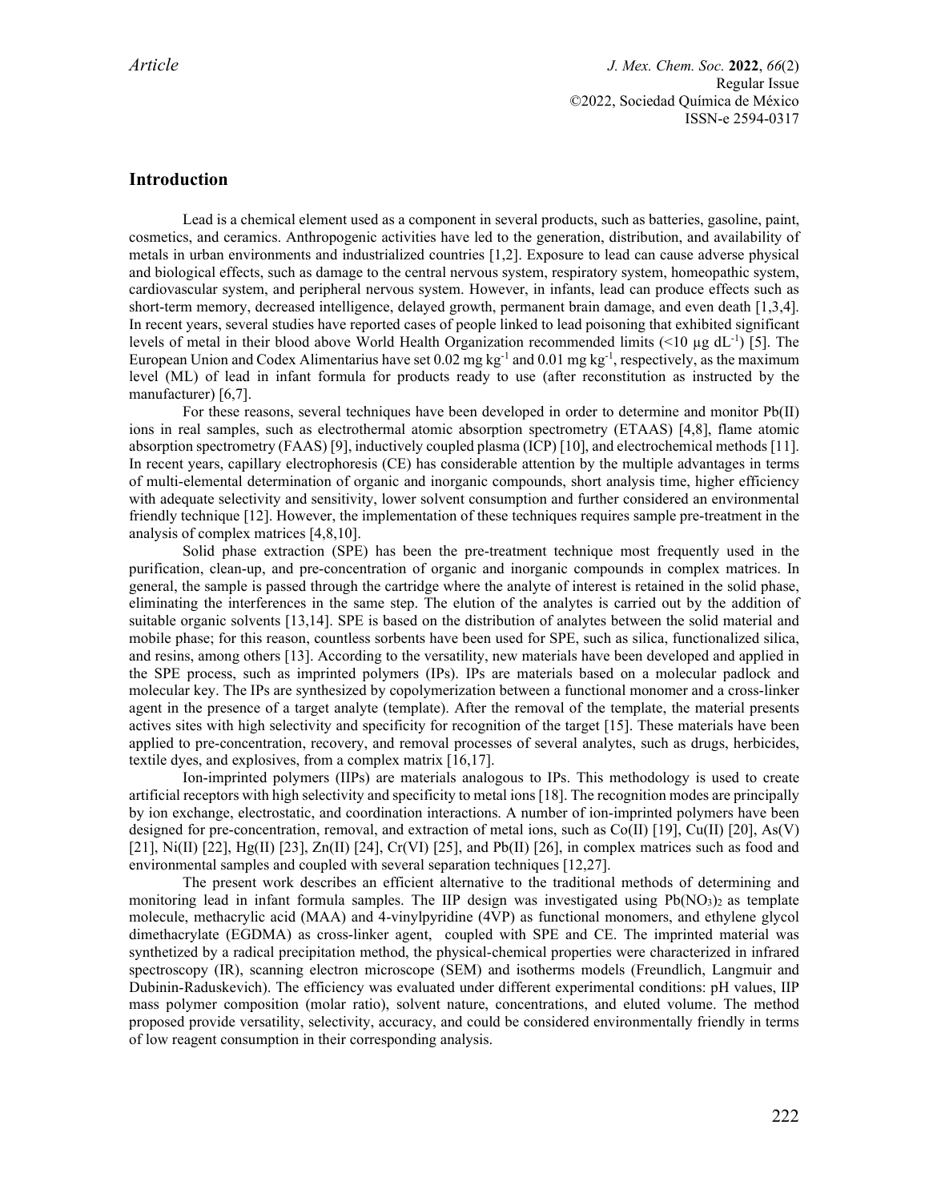## Introduction

Lead is a chemical element used as a component in several products, such as batteries, gasoline, paint, cosmetics, and ceramics. Anthropogenic activities have led to the generation, distribution, and availability of metals in urban environments and industrialized countries [1,2]. Exposure to lead can cause adverse physical and biological effects, such as damage to the central nervous system, respiratory system, homeopathic system, cardiovascular system, and peripheral nervous system. However, in infants, lead can produce effects such as short-term memory, decreased intelligence, delayed growth, permanent brain damage, and even death [1,3,4]. In recent years, several studies have reported cases of people linked to lead poisoning that exhibited significant levels of metal in their blood above World Health Organization recommended limits (<10 µg $dL^{-1}$) [5]. The European Union and Codex Alimentarius have set 0.02 mg $kg^{-1}$ and 0.01 mg $kg^{-1}$, respectively, as the maximum level (ML) of lead in infant formula for products ready to use (after reconstitution as instructed by the manufacturer) [6,7].

For these reasons, several techniques have been developed in order to determine and monitor Pb(II) ions in real samples, such as electrothermal atomic absorption spectrometry (ETAAS) [4,8], flame atomic absorption spectrometry (FAAS) [9], inductively coupled plasma (ICP) [10], and electrochemical methods [11]. In recent years, capillary electrophoresis (CE) has considerable attention by the multiple advantages in terms of multi-elemental determination of organic and inorganic compounds, short analysis time, higher efficiency with adequate selectivity and sensitivity, lower solvent consumption and further considered an environmental friendly technique [12]. However, the implementation of these techniques requires sample pre-treatment in the analysis of complex matrices [4,8,10].

Solid phase extraction (SPE) has been the pre-treatment technique most frequently used in the purification, clean-up, and pre-concentration of organic and inorganic compounds in complex matrices. In general, the sample is passed through the cartridge where the analyte of interest is retained in the solid phase, eliminating the interferences in the same step. The elution of the analytes is carried out by the addition of suitable organic solvents [13,14]. SPE is based on the distribution of analytes between the solid material and mobile phase; for this reason, countless sorbents have been used for SPE, such as silica, functionalized silica, and resins, among others [13]. According to the versatility, new materials have been developed and applied in the SPE process, such as imprinted polymers (IPs). IPs are materials based on a molecular padlock and molecular key. The IPs are synthesized by copolymerization between a functional monomer and a cross-linker agent in the presence of a target analyte (template). After the removal of the template, the material presents actives sites with high selectivity and specificity for recognition of the target [15]. These materials have been applied to pre-concentration, recovery, and removal processes of several analytes, such as drugs, herbicides, textile dyes, and explosives, from a complex matrix [16,17].

Ion-imprinted polymers (IIPs) are materials analogous to IPs. This methodology is used to create artificial receptors with high selectivity and specificity to metal ions [18]. The recognition modes are principally by ion exchange, electrostatic, and coordination interactions. A number of ion-imprinted polymers have been designed for pre-concentration, removal, and extraction of metal ions, such as Co(II) [19], Cu(II) [20], As(V) [21], Ni(II) [22], Hg(II) [23], Zn(II) [24], Cr(VI) [25], and Pb(II) [26], in complex matrices such as food and environmental samples and coupled with several separation techniques [12,27].

The present work describes an efficient alternative to the traditional methods of determining and monitoring lead in infant formula samples. The IIP design was investigated using $Pb(NO_3)_2$ as template molecule, methacrylic acid (MAA) and 4-vinylpyridine (4VP) as functional monomers, and ethylene glycol dimethacrylate (EGDMA) as cross-linker agent, coupled with SPE and CE. The imprinted material was synthesized by a radical precipitation method, the physical-chemical properties were characterized in infrared spectroscopy (IR), scanning electron microscope (SEM) and isotherms models (Freundlich, Langmuir and Dubinin-Raduskevich). The efficiency was evaluated under different experimental conditions: pH values, IIP mass polymer composition (molar ratio), solvent nature, concentrations, and eluted volume. The method proposed provide versatility, selectivity, accuracy, and could be considered environmentally friendly in terms of low reagent consumption in their corresponding analysis.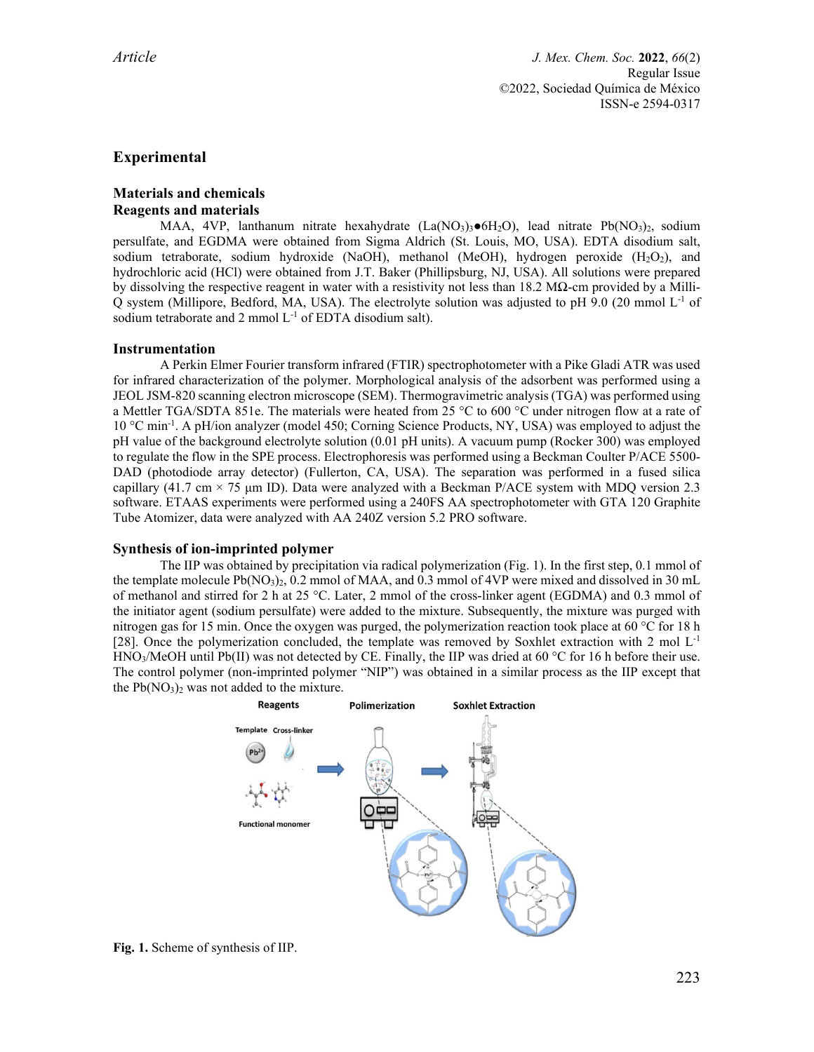## Experimental

### Materials and chemicals

### Reagents and materials

MAA, 4VP, lanthanum nitrate hexahydrate ($La(NO_3)_3{\bullet}6H_2O$), lead nitrate $Pb(NO_3)_2$, sodium persulfate, and EGDMA were obtained from Sigma Aldrich (St. Louis, MO, USA). EDTA disodium salt, sodium tetraborate, sodium hydroxide (NaOH), methanol (MeOH), hydrogen peroxide ($H_2O_2$), and hydrochloric acid (HCl) were obtained from J.T. Baker (Phillipsburg, NJ, USA). All solutions were prepared by dissolving the respective reagent in water with a resistivity not less than 18.2 MΩ-cm provided by a Milli-Q system (Millipore, Bedford, MA, USA). The electrolyte solution was adjusted to pH 9.0 (20 mmol $L^{-1}$ of sodium tetraborate and 2 mmol $L^{-1}$ of EDTA disodium salt).

### Instrumentation

A Perkin Elmer Fourier transform infrared (FTIR) spectrophotometer with a Pike Gladi ATR was used for infrared characterization of the polymer. Morphological analysis of the adsorbent was performed using a JEOL JSM-820 scanning electron microscope (SEM). Thermogravimetric analysis (TGA) was performed using a Mettler TGA/SDTA 851e. The materials were heated from 25 °C to 600 °C under nitrogen flow at a rate of 10 °C $min^{-1}$. A pH/ion analyzer (model 450; Corning Science Products, NY, USA) was employed to adjust the pH value of the background electrolyte solution (0.01 pH units). A vacuum pump (Rocker 300) was employed to regulate the flow in the SPE process. Electrophoresis was performed using a Beckman Coulter P/ACE 5500-DAD (photodiode array detector) (Fullerton, CA, USA). The separation was performed in a fused silica capillary (41.7 cm × 75 µm ID). Data were analyzed with a Beckman P/ACE system with MDQ version 2.3 software. ETAAS experiments were performed using a 240FS AA spectrophotometer with GTA 120 Graphite Tube Atomizer, data were analyzed with AA 240Z version 5.2 PRO software.

### Synthesis of ion-imprinted polymer

The IIP was obtained by precipitation via radical polymerization (Fig. 1). In the first step, 0.1 mmol of the template molecule $Pb(NO_3)_2$, 0.2 mmol of MAA, and 0.3 mmol of 4VP were mixed and dissolved in 30 mL of methanol and stirred for 2 h at 25 °C. Later, 2 mmol of the cross-linker agent (EGDMA) and 0.3 mmol of the initiator agent (sodium persulfate) were added to the mixture. Subsequently, the mixture was purged with nitrogen gas for 15 min. Once the oxygen was purged, the polymerization reaction took place at 60 °C for 18 h [28]. Once the polymerization concluded, the template was removed by Soxhlet extraction with 2 mol $L^{-1}$ $HNO_3$/MeOH until Pb(II) was not detected by CE. Finally, the IIP was dried at 60 °C for 16 h before their use. The control polymer (non-imprinted polymer "NIP") was obtained in a similar process as the IIP except that the $Pb(NO_3)_2$ was not added to the mixture.

Reagents

Template

Cross-linker

Pb2+

Functional monomer

Polimerization

Soxhlet Extraction

**Fig. 1.** Scheme of synthesis of IIP.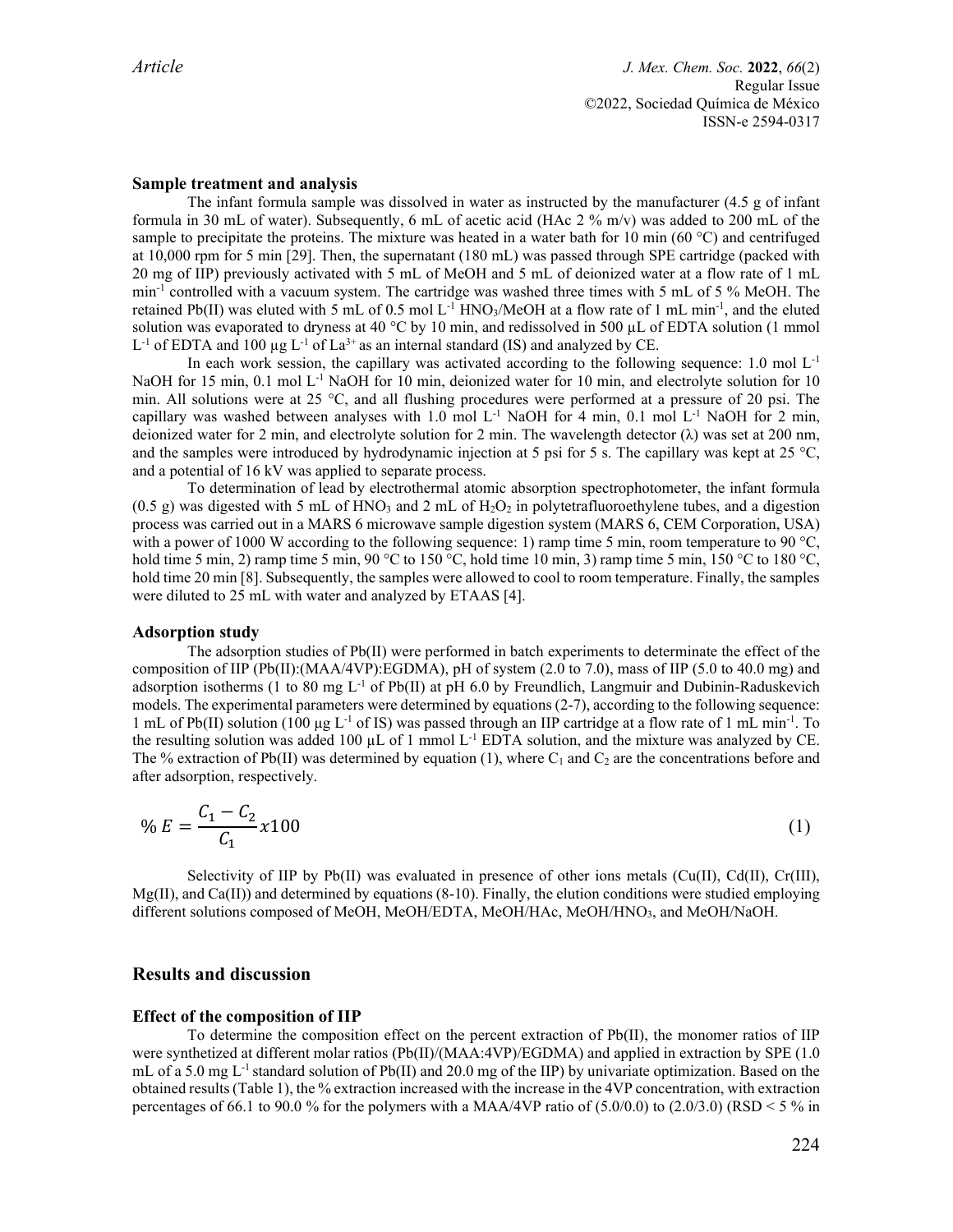### Sample treatment and analysis

The infant formula sample was dissolved in water as instructed by the manufacturer (4.5 g of infant formula in 30 mL of water). Subsequently, 6 mL of acetic acid (HAc 2 % m/v) was added to 200 mL of the sample to precipitate the proteins. The mixture was heated in a water bath for 10 min (60 °C) and centrifuged at 10,000 rpm for 5 min [29]. Then, the supernatant (180 mL) was passed through SPE cartridge (packed with 20 mg of IIP) previously activated with 5 mL of MeOH and 5 mL of deionized water at a flow rate of 1 mL $min^{-1}$ controlled with a vacuum system. The cartridge was washed three times with 5 mL of 5 % MeOH. The retained Pb(II) was eluted with 5 mL of 0.5 mol $L^{-1}$ $HNO_3$/MeOH at a flow rate of 1 mL $min^{-1}$, and the eluted solution was evaporated to dryness at 40 °C by 10 min, and redissolved in 500 µL of EDTA solution (1 mmol $L^{-1}$ of EDTA and 100 µg $L^{-1}$ of $La^{3+}$ as an internal standard (IS) and analyzed by CE.

In each work session, the capillary was activated according to the following sequence: 1.0 mol $L^{-1}$ NaOH for 15 min, 0.1 mol $L^{-1}$ NaOH for 10 min, deionized water for 10 min, and electrolyte solution for 10 min. All solutions were at 25 °C, and all flushing procedures were performed at a pressure of 20 psi. The capillary was washed between analyses with 1.0 mol $L^{-1}$ NaOH for 4 min, 0.1 mol $L^{-1}$ NaOH for 2 min, deionized water for 2 min, and electrolyte solution for 2 min. The wavelength detector (λ) was set at 200 nm, and the samples were introduced by hydrodynamic injection at 5 psi for 5 s. The capillary was kept at 25 °C, and a potential of 16 kV was applied to separate process.

To determination of lead by electrothermal atomic absorption spectrophotometer, the infant formula (0.5 g) was digested with 5 mL of $HNO_3$ and 2 mL of $H_2O_2$ in polytetrafluoroethylene tubes, and a digestion process was carried out in a MARS 6 microwave sample digestion system (MARS 6, CEM Corporation, USA) with a power of 1000 W according to the following sequence: 1) ramp time 5 min, room temperature to 90 °C, hold time 5 min, 2) ramp time 5 min, 90 °C to 150 °C, hold time 10 min, 3) ramp time 5 min, 150 °C to 180 °C, hold time 20 min [8]. Subsequently, the samples were allowed to cool to room temperature. Finally, the samples were diluted to 25 mL with water and analyzed by ETAAS [4].

### Adsorption study

The adsorption studies of Pb(II) were performed in batch experiments to determinate the effect of the composition of IIP (Pb(II):(MAA/4VP):EGDMA), pH of system (2.0 to 7.0), mass of IIP (5.0 to 40.0 mg) and adsorption isotherms (1 to 80 mg $L^{-1}$ of Pb(II) at pH 6.0 by Freundlich, Langmuir and Dubinin-Raduskevich models. The experimental parameters were determined by equations (2-7), according to the following sequence: 1 mL of Pb(II) solution (100 µg $L^{-1}$ of IS) was passed through an IIP cartridge at a flow rate of 1 mL $min^{-1}$. To the resulting solution was added 100 µL of 1 mmol $L^{-1}$ EDTA solution, and the mixture was analyzed by CE. The % extraction of Pb(II) was determined by equation (1), where $C_1$ and $C_2$ are the concentrations before and after adsorption, respectively.

$$\% E = \frac{C_1 - C_2}{C_1} x100 \tag{1}$$

Selectivity of IIP by Pb(II) was evaluated in presence of other ions metals (Cu(II), Cd(II), Cr(III), Mg(II), and Ca(II)) and determined by equations (8-10). Finally, the elution conditions were studied employing different solutions composed of MeOH, MeOH/EDTA, MeOH/HAc, MeOH/$HNO_3$, and MeOH/NaOH.

## Results and discussion

### Effect of the composition of IIP

To determine the composition effect on the percent extraction of Pb(II), the monomer ratios of IIP were synthetized at different molar ratios (Pb(II)/(MAA:4VP)/EGDMA) and applied in extraction by SPE (1.0 mL of a 5.0 mg $L^{-1}$ standard solution of Pb(II) and 20.0 mg of the IIP) by univariate optimization. Based on the obtained results (Table 1), the % extraction increased with the increase in the 4VP concentration, with extraction percentages of 66.1 to 90.0 % for the polymers with a MAA/4VP ratio of (5.0/0.0) to (2.0/3.0) (RSD < 5 % in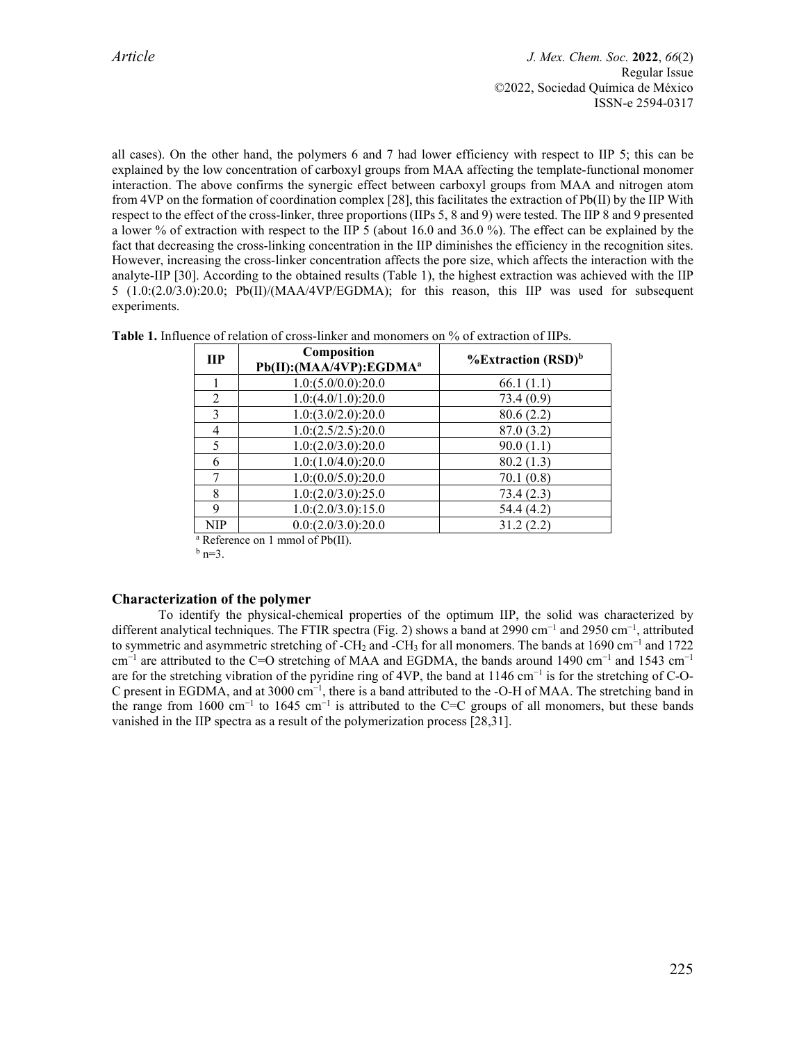all cases). On the other hand, the polymers 6 and 7 had lower efficiency with respect to IIP 5; this can be explained by the low concentration of carboxyl groups from MAA affecting the template-functional monomer interaction. The above confirms the synergic effect between carboxyl groups from MAA and nitrogen atom from 4VP on the formation of coordination complex [28], this facilitates the extraction of Pb(II) by the IIP With respect to the effect of the cross-linker, three proportions (IIPs 5, 8 and 9) were tested. The IIP 8 and 9 presented a lower % of extraction with respect to the IIP 5 (about 16.0 and 36.0 %). The effect can be explained by the fact that decreasing the cross-linking concentration in the IIP diminishes the efficiency in the recognition sites. However, increasing the cross-linker concentration affects the pore size, which affects the interaction with the analyte-IIP [30]. According to the obtained results (Table 1), the highest extraction was achieved with the IIP 5 (1.0:(2.0/3.0):20.0; Pb(II)/(MAA/4VP/EGDMA); for this reason, this IIP was used for subsequent experiments.

**Table 1.** Influence of relation of cross-linker and monomers on % of extraction of IIPs.

| IIP | Composition Pb(II):(MAA/4VP):EGDMA[a] | %Extraction (RSD)[b] |
|---|---|---|
| 1 | 1.0:(5.0/0.0):20.0 | 66.1 (1.1) |
| 2 | 1.0:(4.0/1.0):20.0 | 73.4 (0.9) |
| 3 | 1.0:(3.0/2.0):20.0 | 80.6 (2.2) |
| 4 | 1.0:(2.5/2.5):20.0 | 87.0 (3.2) |
| 5 | 1.0:(2.0/3.0):20.0 | 90.0 (1.1) |
| 6 | 1.0:(1.0/4.0):20.0 | 80.2 (1.3) |
| 7 | 1.0:(0.0/5.0):20.0 | 70.1 (0.8) |
| 8 | 1.0:(2.0/3.0):25.0 | 73.4 (2.3) |
| 9 | 1.0:(2.0/3.0):15.0 | 54.4 (4.2) |
| NIP | 0.0:(2.0/3.0):20.0 | 31.2 (2.2) |

[a] Reference on 1 mmol of Pb(II).
[b] n=3.

### Characterization of the polymer

To identify the physical-chemical properties of the optimum IIP, the solid was characterized by different analytical techniques. The FTIR spectra (Fig. 2) shows a band at 2990 $cm^{-1}$ and 2950 $cm^{-1}$, attributed to symmetric and asymmetric stretching of $-CH_2$ and $-CH_3$ for all monomers. The bands at 1690 $cm^{-1}$ and 1722 $cm^{-1}$ are attributed to the C=O stretching of MAA and EGDMA, the bands around 1490 $cm^{-1}$ and 1543 $cm^{-1}$ are for the stretching vibration of the pyridine ring of 4VP, the band at 1146 $cm^{-1}$ is for the stretching of C-O-C present in EGDMA, and at 3000 $cm^{-1}$, there is a band attributed to the -O-H of MAA. The stretching band in the range from 1600 $cm^{-1}$ to 1645 $cm^{-1}$ is attributed to the C=C groups of all monomers, but these bands vanished in the IIP spectra as a result of the polymerization process [28,31].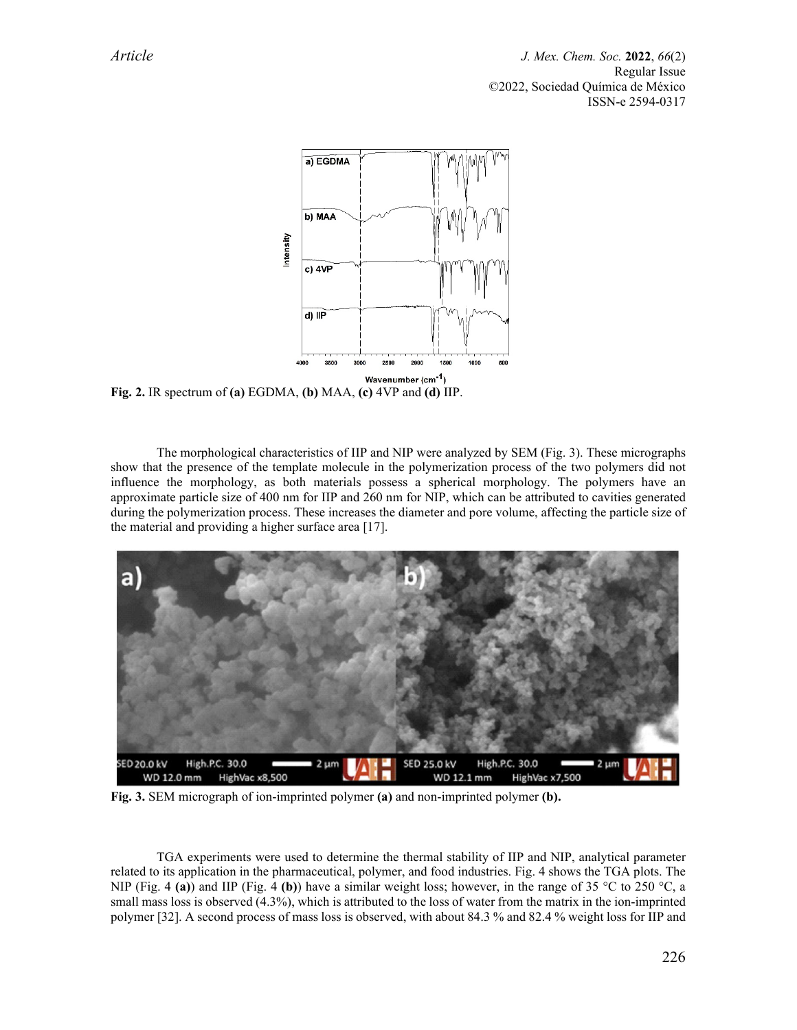a) EGDMA

b) MAA

c) 4VP

d) IIP

Intensity

4000 3500 3000 2500 2000 1500 1000 500

Wavenumber (cm$^{-1}$)

**Fig. 2.** IR spectrum of **(a)** EGDMA, **(b)** MAA, **(c)** 4VP and **(d)** IIP.

The morphological characteristics of IIP and NIP were analyzed by SEM (Fig. 3). These micrographs show that the presence of the template molecule in the polymerization process of the two polymers did not influence the morphology, as both materials possess a spherical morphology. The polymers have an approximate particle size of 400 nm for IIP and 260 nm for NIP, which can be attributed to cavities generated during the polymerization process. These increases the diameter and pore volume, affecting the particle size of the material and providing a higher surface area [17].

a)

b)

SED 20.0 kV High.P.C. 30.0 2 µm WD 12.0 mm HighVac x8,500

SED 25.0 kV High.P.C. 30.0 2 µm WD 12.1 mm HighVac x7,500

**Fig. 3.** SEM micrograph of ion-imprinted polymer **(a)** and non-imprinted polymer **(b).**

TGA experiments were used to determine the thermal stability of IIP and NIP, analytical parameter related to its application in the pharmaceutical, polymer, and food industries. Fig. 4 shows the TGA plots. The NIP (Fig. 4 **(a)**) and IIP (Fig. 4 **(b)**) have a similar weight loss; however, in the range of 35 °C to 250 °C, a small mass loss is observed (4.3%), which is attributed to the loss of water from the matrix in the ion-imprinted polymer [32]. A second process of mass loss is observed, with about 84.3 % and 82.4 % weight loss for IIP and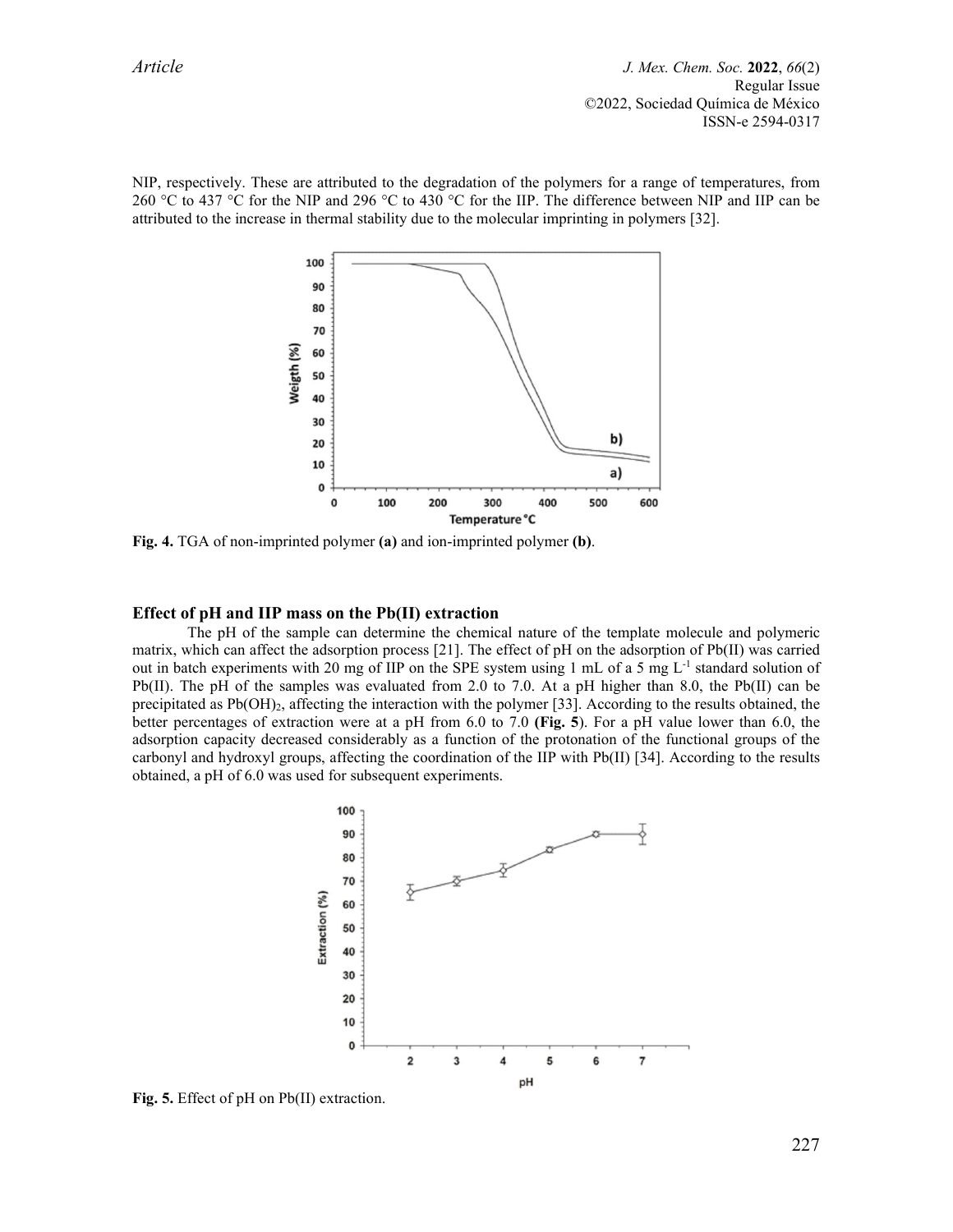NIP, respectively. These are attributed to the degradation of the polymers for a range of temperatures, from 260 °C to 437 °C for the NIP and 296 °C to 430 °C for the IIP. The difference between NIP and IIP can be attributed to the increase in thermal stability due to the molecular imprinting in polymers [32].

Weigth (%)
100
90
80
70
60
50
40
30
20
10
0
0 100 200 300 400 500 600
Temperature °C
b)
a)

**Fig. 4.** TGA of non-imprinted polymer **(a)** and ion-imprinted polymer **(b)**.

### Effect of pH and IIP mass on the Pb(II) extraction

The pH of the sample can determine the chemical nature of the template molecule and polymeric matrix, which can affect the adsorption process [21]. The effect of pH on the adsorption of Pb(II) was carried out in batch experiments with 20 mg of IIP on the SPE system using 1 mL of a 5 mg $L^{-1}$ standard solution of Pb(II). The pH of the samples was evaluated from 2.0 to 7.0. At a pH higher than 8.0, the Pb(II) can be precipitated as $Pb(OH)_2$, affecting the interaction with the polymer [33]. According to the results obtained, the better percentages of extraction were at a pH from 6.0 to 7.0 **(Fig. 5)**. For a pH value lower than 6.0, the adsorption capacity decreased considerably as a function of the protonation of the functional groups of the carbonyl and hydroxyl groups, affecting the coordination of the IIP with Pb(II) [34]. According to the results obtained, a pH of 6.0 was used for subsequent experiments.

Extraction (%)
100
90
80
70
60
50
40
30
20
10
0
2 3 4 5 6 7
pH

**Fig. 5.** Effect of pH on Pb(II) extraction.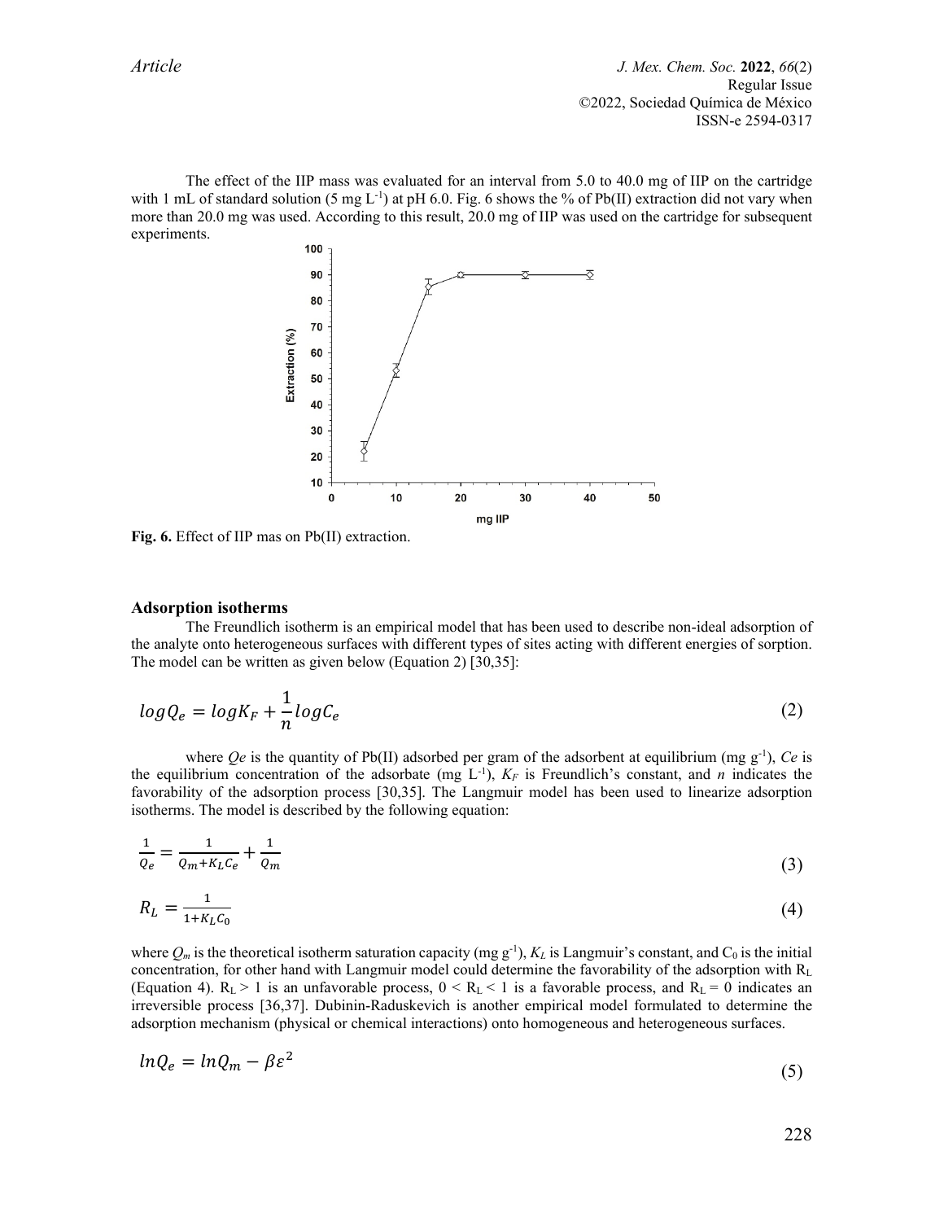The effect of the IIP mass was evaluated for an interval from 5.0 to 40.0 mg of IIP on the cartridge with 1 mL of standard solution (5 mg $L^{-1}$) at pH 6.0. Fig. 6 shows the % of Pb(II) extraction did not vary when more than 20.0 mg was used. According to this result, 20.0 mg of IIP was used on the cartridge for subsequent experiments.

Extraction (%)
100
90
80
70
60
50
40
30
20
10
0
10
20
30
40
50
mg IIP

**Fig. 6.** Effect of IIP mas on Pb(II) extraction.

### Adsorption isotherms

The Freundlich isotherm is an empirical model that has been used to describe non-ideal adsorption of the analyte onto heterogeneous surfaces with different types of sites acting with different energies of sorption. The model can be written as given below (Equation 2) [30,35]:

$$logQ_e = logK_F + \frac{1}{n}logC_e \tag{2}$$

where $Qe$ is the quantity of Pb(II) adsorbed per gram of the adsorbent at equilibrium (mg $g^{-1}$), $Ce$ is the equilibrium concentration of the adsorbate (mg $L^{-1}$), $K_F$ is Freundlich's constant, and $n$ indicates the favorability of the adsorption process [30,35]. The Langmuir model has been used to linearize adsorption isotherms. The model is described by the following equation:

$$\frac{1}{Q_e} = \frac{1}{Q_m + K_L C_e} + \frac{1}{Q_m} \tag{3}$$

$$R_L = \frac{1}{1 + K_L C_0} \tag{4}$$

where $Q_m$ is the theoretical isotherm saturation capacity (mg $g^{-1}$), $K_L$ is Langmuir's constant, and $C_0$ is the initial concentration, for other hand with Langmuir model could determine the favorability of the adsorption with $R_L$ (Equation 4). $R_L > 1$ is an unfavorable process, $0 < R_L < 1$ is a favorable process, and $R_L = 0$ indicates an irreversible process [36,37]. Dubinin-Raduskevich is another empirical model formulated to determine the adsorption mechanism (physical or chemical interactions) onto homogeneous and heterogeneous surfaces.

$$lnQ_e = lnQ_m - \beta\varepsilon^2 \tag{5}$$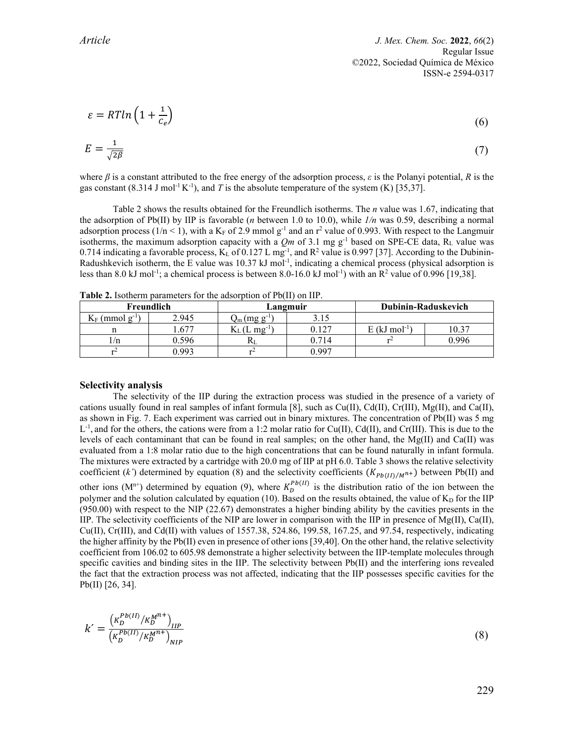$$\varepsilon = RT\ln\left(1 + \frac{1}{C_e}\right) \tag{6}$$

$$E = \frac{1}{\sqrt{2\beta}} \tag{7}$$

where $\beta$ is a constant attributed to the free energy of the adsorption process, $\varepsilon$ is the Polanyi potential, $R$ is the gas constant (8.314 J $mol^{-1}$ $K^{-1}$), and $T$ is the absolute temperature of the system (K) [35,37].

Table 2 shows the results obtained for the Freundlich isotherms. The $n$ value was 1.67, indicating that the adsorption of Pb(II) by IIP is favorable ($n$ between 1.0 to 10.0), while $1/n$ was 0.59, describing a normal adsorption process ($1/n < 1$), with a $K_F$ of 2.9 mmol $g^{-1}$ and an $r^2$ value of 0.993. With respect to the Langmuir isotherms, the maximum adsorption capacity with a $Qm$ of 3.1 mg $g^{-1}$ based on SPE-CE data, $R_L$ value was 0.714 indicating a favorable process, $K_L$ of 0.127 L $mg^{-1}$, and $R^2$ value is 0.997 [37]. According to the Dubinin-Radushkevich isotherm, the E value was 10.37 kJ $mol^{-1}$, indicating a chemical process (physical adsorption is less than 8.0 kJ $mol^{-1}$; a chemical process is between 8.0-16.0 kJ $mol^{-1}$) with an $R^2$ value of 0.996 [19,38].

**Table 2.** Isotherm parameters for the adsorption of Pb(II) on IIP.

| Freundlich | | Langmuir | | Dubinin-Raduskevich | |
|---|---|---|---|---|---|
| $K_F$ (mmol $g^{-1}$) | 2.945 | $Q_m$ (mg $g^{-1}$) | 3.15 | | |
| n | 1.677 | $K_L$ (L $mg^{-1}$) | 0.127 | E (kJ $mol^{-1}$) | 10.37 |
| 1/n | 0.596 | $R_L$ | 0.714 | $r^2$ | 0.996 |
| $r^2$ | 0.993 | $r^2$ | 0.997 | | |

### Selectivity analysis

The selectivity of the IIP during the extraction process was studied in the presence of a variety of cations usually found in real samples of infant formula [8], such as Cu(II), Cd(II), Cr(III), Mg(II), and Ca(II), as shown in Fig. 7. Each experiment was carried out in binary mixtures. The concentration of Pb(II) was 5 mg $L^{-1}$, and for the others, the cations were from a 1:2 molar ratio for Cu(II), Cd(II), and Cr(III). This is due to the levels of each contaminant that can be found in real samples; on the other hand, the Mg(II) and Ca(II) was evaluated from a 1:8 molar ratio due to the high concentrations that can be found naturally in infant formula. The mixtures were extracted by a cartridge with 20.0 mg of IIP at pH 6.0. Table 3 shows the relative selectivity coefficient ($k'$) determined by equation (8) and the selectivity coefficients ($K_{Pb(II)/M^{n+}}$) between Pb(II) and other ions ($M^{n+}$) determined by equation (9), where $K_D^{Pb(II)}$ is the distribution ratio of the ion between the polymer and the solution calculated by equation (10). Based on the results obtained, the value of $K_D$ for the IIP (950.00) with respect to the NIP (22.67) demonstrates a higher binding ability by the cavities presents in the IIP. The selectivity coefficients of the NIP are lower in comparison with the IIP in presence of Mg(II), Ca(II), Cu(II), Cr(III), and Cd(II) with values of 1557.38, 524.86, 199.58, 167.25, and 97.54, respectively, indicating the higher affinity by the Pb(II) even in presence of other ions [39,40]. On the other hand, the relative selectivity coefficient from 106.02 to 605.98 demonstrate a higher selectivity between the IIP-template molecules through specific cavities and binding sites in the IIP. The selectivity between Pb(II) and the interfering ions revealed the fact that the extraction process was not affected, indicating that the IIP possesses specific cavities for the Pb(II) [26, 34].

$$k' = \frac{\left(K_D^{Pb(II)}/K_D^{M^{n+}}\right)_{IIP}}{\left(K_D^{Pb(II)}/K_D^{M^{n+}}\right)_{NIP}} \tag{8}$$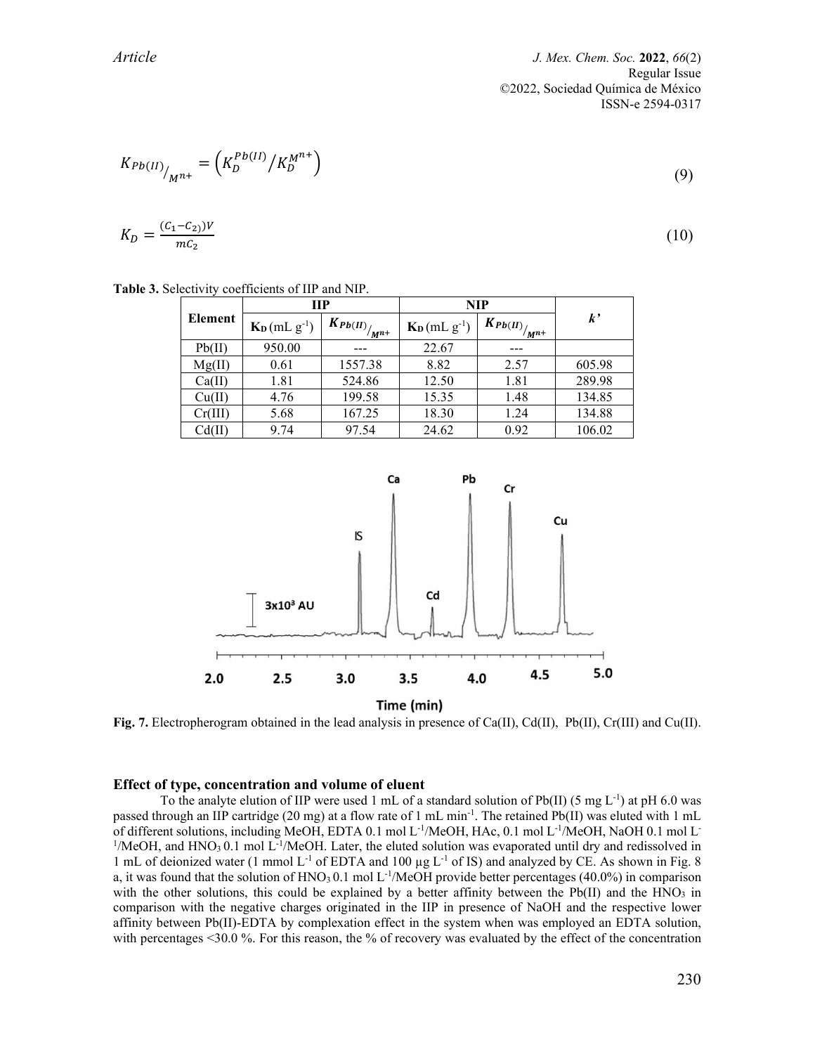$$K_{Pb(II)}/_{M^{n+}} = \left(K_D^{Pb(II)}/K_D^{M^{n+}}\right) \tag{9}$$

$$K_D = \frac{(C_1 - C_2)V}{mC_2} \tag{10}$$

**Table 3.** Selectivity coefficients of IIP and NIP.

| Element | IIP | | NIP | | $k'$ |
|---|---|---|---|---|---|
| | $K_D$ (mL $g^{-1}$) | $K_{Pb(II)}/_{M^{n+}}$ | $K_D$ (mL $g^{-1}$) | $K_{Pb(II)}/_{M^{n+}}$ | |
| Pb(II) | 950.00 | --- | 22.67 | --- | |
| Mg(II) | 0.61 | 1557.38 | 8.82 | 2.57 | 605.98 |
| Ca(II) | 1.81 | 524.86 | 12.50 | 1.81 | 289.98 |
| Cu(II) | 4.76 | 199.58 | 15.35 | 1.48 | 134.85 |
| Cr(III) | 5.68 | 167.25 | 18.30 | 1.24 | 134.88 |
| Cd(II) | 9.74 | 97.54 | 24.62 | 0.92 | 106.02 |

Ca
Pb
Cr
IS
Cu
Cd
3x10³ AU
2.0
2.5
3.0
3.5
4.0
4.5
5.0
Time (min)

**Fig. 7.** Electropherogram obtained in the lead analysis in presence of Ca(II), Cd(II), Pb(II), Cr(III) and Cu(II).

### Effect of type, concentration and volume of eluent

To the analyte elution of IIP were used 1 mL of a standard solution of Pb(II) (5 mg $L^{-1}$) at pH 6.0 was passed through an IIP cartridge (20 mg) at a flow rate of 1 mL $min^{-1}$. The retained Pb(II) was eluted with 1 mL of different solutions, including MeOH, EDTA 0.1 mol $L^{-1}$/MeOH, HAc, 0.1 mol $L^{-1}$/MeOH, NaOH 0.1 mol $L^{-1}$/MeOH, and $HNO_3$ 0.1 mol $L^{-1}$/MeOH. Later, the eluted solution was evaporated until dry and redissolved in 1 mL of deionized water (1 mmol $L^{-1}$ of EDTA and 100 µg $L^{-1}$ of IS) and analyzed by CE. As shown in Fig. 8 a, it was found that the solution of $HNO_3$ 0.1 mol $L^{-1}$/MeOH provide better percentages (40.0%) in comparison with the other solutions, this could be explained by a better affinity between the Pb(II) and the $HNO_3$ in comparison with the negative charges originated in the IIP in presence of NaOH and the respective lower affinity between Pb(II)-EDTA by complexation effect in the system when was employed an EDTA solution, with percentages <30.0 %. For this reason, the % of recovery was evaluated by the effect of the concentration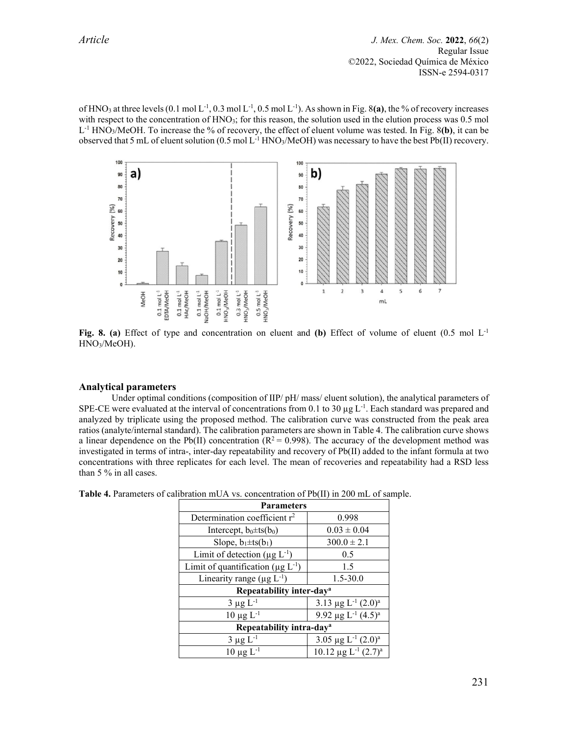of $HNO_3$ at three levels (0.1 mol $L^{-1}$, 0.3 mol $L^{-1}$, 0.5 mol $L^{-1}$). As shown in Fig. 8**(a)**, the % of recovery increases with respect to the concentration of $HNO_3$; for this reason, the solution used in the elution process was 0.5 mol $L^{-1}$ $HNO_3$/MeOH. To increase the % of recovery, the effect of eluent volume was tested. In Fig. 8**(b)**, it can be observed that 5 mL of eluent solution (0.5 mol $L^{-1}$ $HNO_3$/MeOH) was necessary to have the best Pb(II) recovery.

a)
Recovery (%)
0 10 20 30 40 50 60 70 80 90 100
MeOH
0.1 mol L-1 EDTA/MeOH
0.1 mol L-1 HAc/MeOH
0.1 mol L-1 NaOH/MeOH
0.1 mol L-1 HNO3/MeOH
0.3 mol L-1 HNO3/MeOH
0.5 mol L-1 HNO3/MeOH

b)
Recovery (%)
0 10 20 30 40 50 60 70 80 90 100
1 2 3 4 5 6 7
mL

**Fig. 8. (a)** Effect of type and concentration on eluent and **(b)** Effect of volume of eluent (0.5 mol $L^{-1}$ $HNO_3$/MeOH).

## Analytical parameters

Under optimal conditions (composition of IIP/ pH/ mass/ eluent solution), the analytical parameters of SPE-CE were evaluated at the interval of concentrations from 0.1 to 30 µg $L^{-1}$. Each standard was prepared and analyzed by triplicate using the proposed method. The calibration curve was constructed from the peak area ratios (analyte/internal standard). The calibration parameters are shown in Table 4. The calibration curve shows a linear dependence on the Pb(II) concentration ($R^2 = 0.998$). The accuracy of the development method was investigated in terms of intra-, inter-day repeatability and recovery of Pb(II) added to the infant formula at two concentrations with three replicates for each level. The mean of recoveries and repeatability had a RSD less than 5 % in all cases.

**Table 4.** Parameters of calibration mUA vs. concentration of Pb(II) in 200 mL of sample.

| **Parameters** | |
|---|---|
| Determination coefficient $r^2$ | 0.998 |
| Intercept, $b_0 \pm ts(b_0)$ | 0.03 ± 0.04 |
| Slope, $b_1 \pm ts(b_1)$ | 300.0 ± 2.1 |
| Limit of detection (µg $L^{-1}$) | 0.5 |
| Limit of quantification (µg $L^{-1}$) | 1.5 |
| Linearity range (µg $L^{-1}$) | 1.5-30.0 |
| **Repeatability inter-day[a]** | |
| 3 µg $L^{-1}$ | 3.13 µg $L^{-1}$ (2.0)[a] |
| 10 µg $L^{-1}$ | 9.92 µg $L^{-1}$ (4.5)[a] |
| **Repeatability intra-day[a]** | |
| 3 µg $L^{-1}$ | 3.05 µg $L^{-1}$ (2.0)[a] |
| 10 µg $L^{-1}$ | 10.12 µg $L^{-1}$ (2.7)[a] |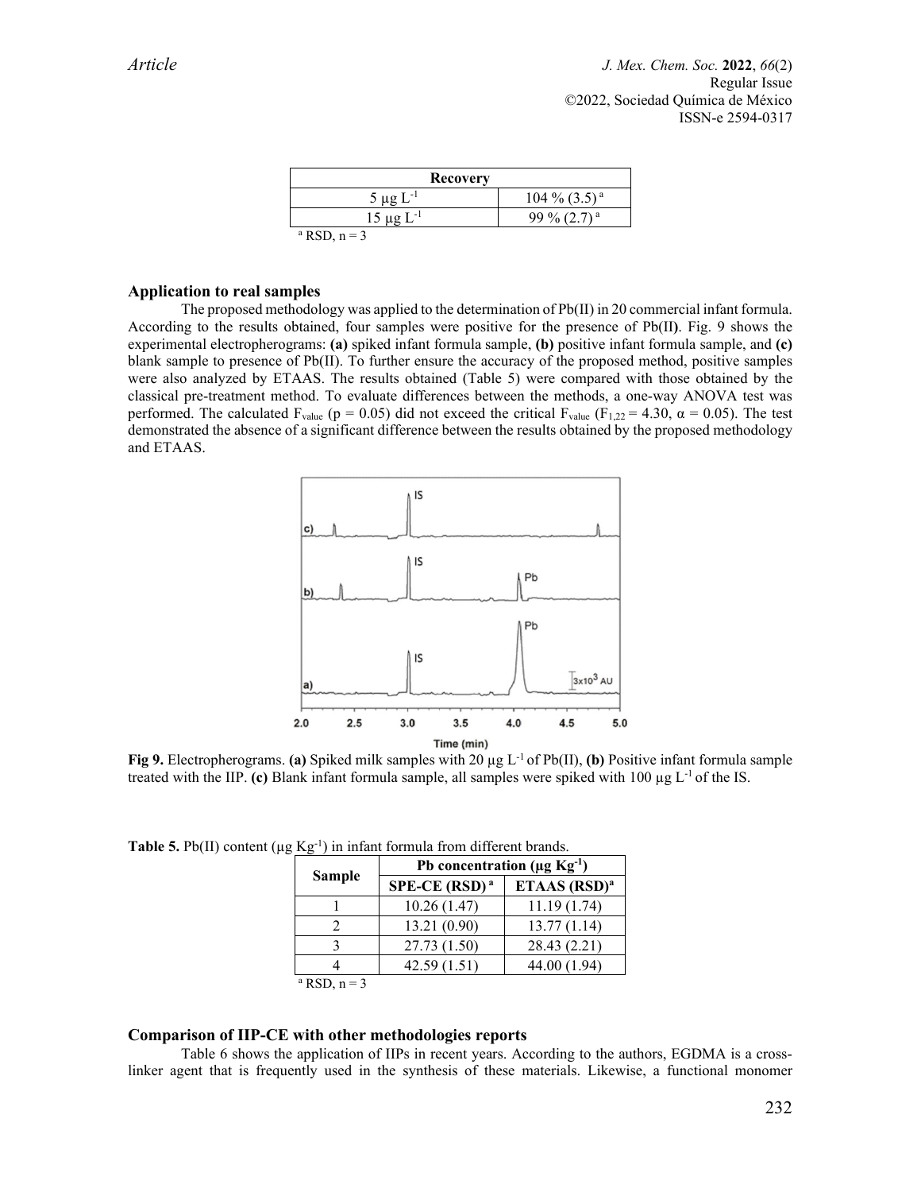| Recovery | |
|---|---|
| 5 µg $L^{-1}$ | 104 % (3.5) [a] |
| 15 µg $L^{-1}$ | 99 % (2.7) [a] |

[a] RSD, n = 3

## Application to real samples

The proposed methodology was applied to the determination of Pb(II) in 20 commercial infant formula. According to the results obtained, four samples were positive for the presence of Pb(II). Fig. 9 shows the experimental electropherograms: **(a)** spiked infant formula sample, **(b)** positive infant formula sample, and **(c)** blank sample to presence of Pb(II). To further ensure the accuracy of the proposed method, positive samples were also analyzed by ETAAS. The results obtained (Table 5) were compared with those obtained by the classical pre-treatment method. To evaluate differences between the methods, a one-way ANOVA test was performed. The calculated $F_{value}$ (p = 0.05) did not exceed the critical $F_{value}$ ($F_{1,22}$ = 4.30, α = 0.05). The test demonstrated the absence of a significant difference between the results obtained by the proposed methodology and ETAAS.

IS
c)
IS
Pb
b)
Pb
IS
3x10[3] AU
a)
2.0 2.5 3.0 3.5 4.0 4.5 5.0
Time (min)

**Fig 9.** Electropherograms. **(a)** Spiked milk samples with 20 µg $L^{-1}$ of Pb(II), **(b)** Positive infant formula sample treated with the IIP. **(c)** Blank infant formula sample, all samples were spiked with 100 µg $L^{-1}$ of the IS.

**Table 5.** Pb(II) content (µg $Kg^{-1}$) in infant formula from different brands.

| Sample | Pb concentration (µg $Kg^{-1}$) | |
|---|---|---|
| | SPE-CE (RSD) [a] | ETAAS (RSD)[a] |
| 1 | 10.26 (1.47) | 11.19 (1.74) |
| 2 | 13.21 (0.90) | 13.77 (1.14) |
| 3 | 27.73 (1.50) | 28.43 (2.21) |
| 4 | 42.59 (1.51) | 44.00 (1.94) |

[a] RSD, n = 3

## Comparison of IIP-CE with other methodologies reports

Table 6 shows the application of IIPs in recent years. According to the authors, EGDMA is a cross-linker agent that is frequently used in the synthesis of these materials. Likewise, a functional monomer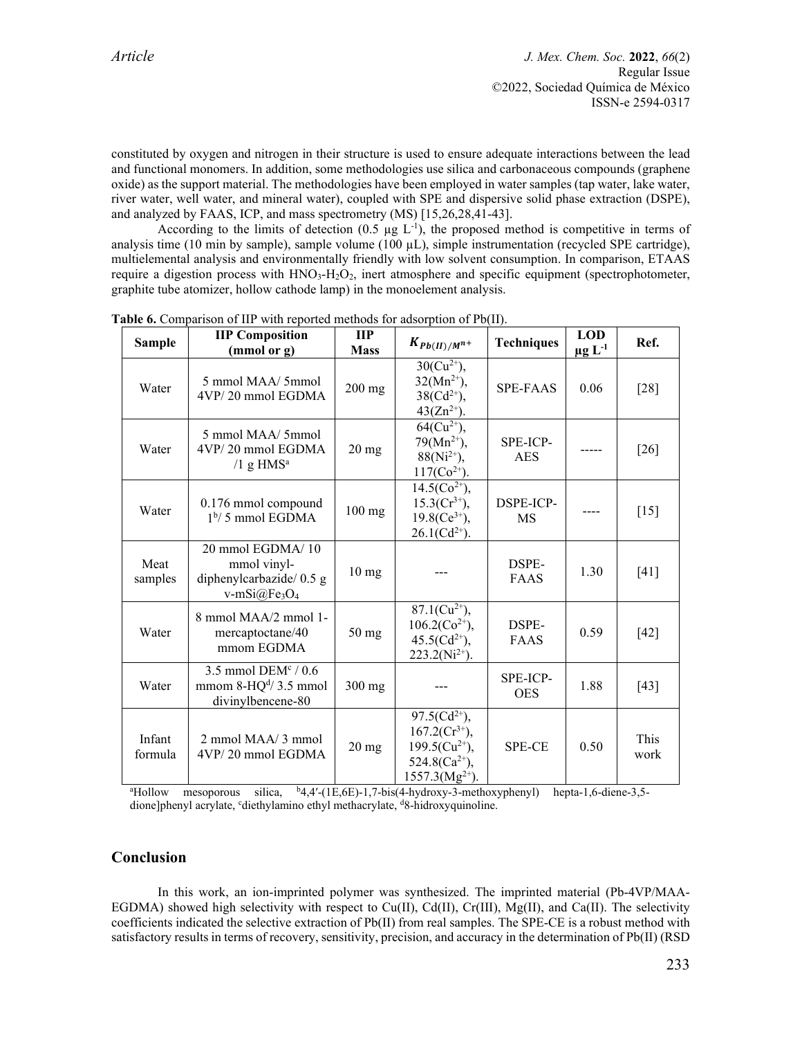constituted by oxygen and nitrogen in their structure is used to ensure adequate interactions between the lead and functional monomers. In addition, some methodologies use silica and carbonaceous compounds (graphene oxide) as the support material. The methodologies have been employed in water samples (tap water, lake water, river water, well water, and mineral water), coupled with SPE and dispersive solid phase extraction (DSPE), and analyzed by FAAS, ICP, and mass spectrometry (MS) [15,26,28,41-43].

According to the limits of detection (0.5 µg $L^{-1}$), the proposed method is competitive in terms of analysis time (10 min by sample), sample volume (100 µL), simple instrumentation (recycled SPE cartridge), multielemental analysis and environmentally friendly with low solvent consumption. In comparison, ETAAS require a digestion process with $HNO_3$-$H_2O_2$, inert atmosphere and specific equipment (spectrophotometer, graphite tube atomizer, hollow cathode lamp) in the monoelement analysis.

**Table 6.** Comparison of IIP with reported methods for adsorption of Pb(II).

| Sample | IIP Composition (mmol or g) | IIP Mass | $K_{Pb(II)/M^{n+}}$ | Techniques | LOD µg $L^{-1}$ | Ref. |
|---|---|---|---|---|---|---|
| Water | 5 mmol MAA/ 5mmol 4VP/ 20 mmol EGDMA | 200 mg | 30($Cu^{2+}$), 32($Mn^{2+}$), 38($Cd^{2+}$), 43($Zn^{2+}$). | SPE-FAAS | 0.06 | [28] |
| Water | 5 mmol MAA/ 5mmol 4VP/ 20 mmol EGDMA /1 g HMS[a] | 20 mg | 64($Cu^{2+}$), 79($Mn^{2+}$), 88($Ni^{2+}$), 117($Co^{2+}$). | SPE-ICP-AES | ----- | [26] |
| Water | 0.176 mmol compound 1[b]/ 5 mmol EGDMA | 100 mg | 14.5($Co^{2+}$), 15.3($Cr^{3+}$), 19.8($Ce^{3+}$), 26.1($Cd^{2+}$). | DSPE-ICP-MS | ---- | [15] |
| Meat samples | 20 mmol EGDMA/ 10 mmol vinyl-diphenylcarbazide/ 0.5 g v-mSi@$Fe_3O_4$ | 10 mg | --- | DSPE-FAAS | 1.30 | [41] |
| Water | 8 mmol MAA/2 mmol 1-mercaptoctane/40 mmom EGDMA | 50 mg | 87.1($Cu^{2+}$), 106.2($Co^{2+}$), 45.5($Cd^{2+}$), 223.2($Ni^{2+}$). | DSPE-FAAS | 0.59 | [42] |
| Water | 3.5 mmol DEM[c] / 0.6 mmom 8-HQ[d]/ 3.5 mmol divinylbencene-80 | 300 mg | --- | SPE-ICP-OES | 1.88 | [43] |
| Infant formula | 2 mmol MAA/ 3 mmol 4VP/ 20 mmol EGDMA | 20 mg | 97.5($Cd^{2+}$), 167.2($Cr^{3+}$), 199.5($Cu^{2+}$), 524.8($Ca^{2+}$), 1557.3($Mg^{2+}$). | SPE-CE | 0.50 | This work |

[a]Hollow mesoporous silica, [b]4,4′-(1E,6E)-1,7-bis(4-hydroxy-3-methoxyphenyl) hepta-1,6-diene-3,5-dione]phenyl acrylate, [c]diethylamino ethyl methacrylate, [d]8-hidroxyquinoline.

## Conclusion

In this work, an ion-imprinted polymer was synthesized. The imprinted material (Pb-4VP/MAA-EGDMA) showed high selectivity with respect to Cu(II), Cd(II), Cr(III), Mg(II), and Ca(II). The selectivity coefficients indicated the selective extraction of Pb(II) from real samples. The SPE-CE is a robust method with satisfactory results in terms of recovery, sensitivity, precision, and accuracy in the determination of Pb(II) (RSD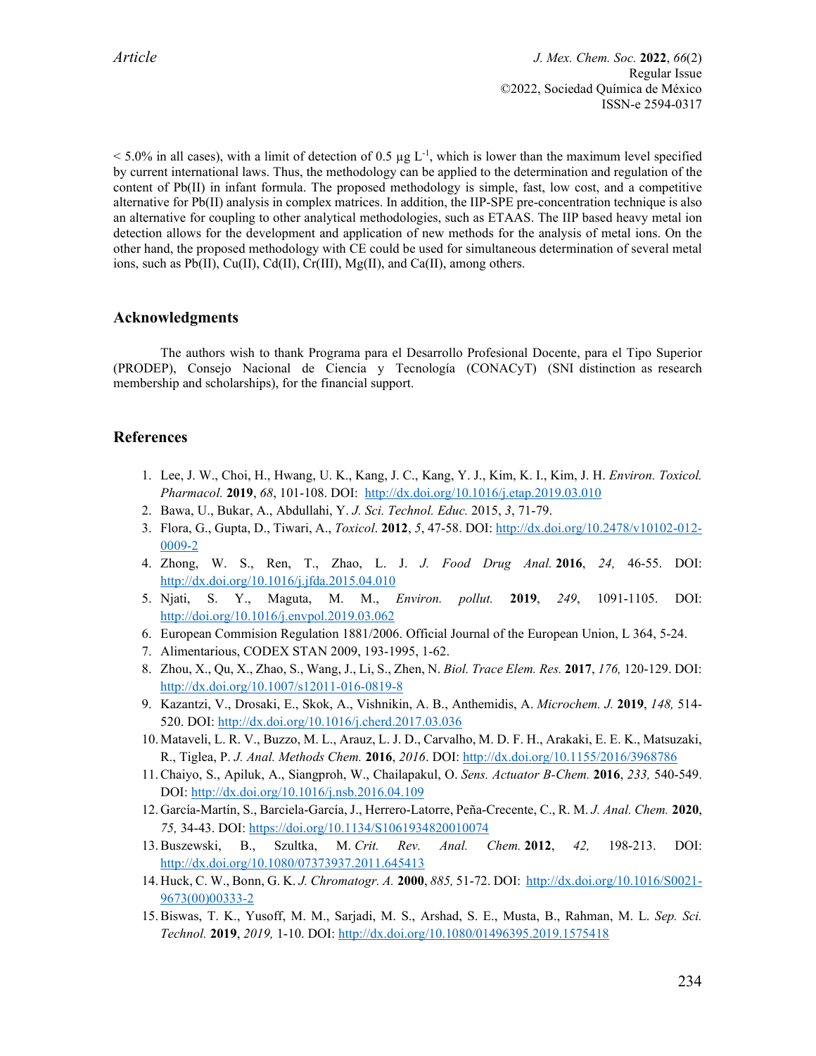< 5.0% in all cases), with a limit of detection of 0.5 µg $L^{-1}$, which is lower than the maximum level specified by current international laws. Thus, the methodology can be applied to the determination and regulation of the content of Pb(II) in infant formula. The proposed methodology is simple, fast, low cost, and a competitive alternative for Pb(II) analysis in complex matrices. In addition, the IIP-SPE pre-concentration technique is also an alternative for coupling to other analytical methodologies, such as ETAAS. The IIP based heavy metal ion detection allows for the development and application of new methods for the analysis of metal ions. On the other hand, the proposed methodology with CE could be used for simultaneous determination of several metal ions, such as Pb(II), Cu(II), Cd(II), Cr(III), Mg(II), and Ca(II), among others.

## Acknowledgments

The authors wish to thank Programa para el Desarrollo Profesional Docente, para el Tipo Superior (PRODEP), Consejo Nacional de Ciencia y Tecnología (CONACyT) (SNI distinction as research membership and scholarships), for the financial support.

## References

1. Lee, J. W., Choi, H., Hwang, U. K., Kang, J. C., Kang, Y. J., Kim, K. I., Kim, J. H. *Environ. Toxicol. Pharmacol.* **2019**, *68*, 101-108. DOI: http://dx.doi.org/10.1016/j.etap.2019.03.010
2. Bawa, U., Bukar, A., Abdullahi, Y. *J. Sci. Technol. Educ.* 2015, *3*, 71-79.
3. Flora, G., Gupta, D., Tiwari, A., *Toxicol*. **2012**, *5*, 47-58. DOI: http://dx.doi.org/10.2478/v10102-012-0009-2
4. Zhong, W. S., Ren, T., Zhao, L. J. *J. Food Drug Anal.* **2016**, *24,* 46-55. DOI: http://dx.doi.org/10.1016/j.jfda.2015.04.010
5. Njati, S. Y., Maguta, M. M., *Environ. pollut.* **2019**, *249*, 1091-1105. DOI: http://doi.org/10.1016/j.envpol.2019.03.062
6. European Commision Regulation 1881/2006. Official Journal of the European Union, L 364, 5-24.
7. Alimentarious, CODEX STAN 2009, 193-1995, 1-62.
8. Zhou, X., Qu, X., Zhao, S., Wang, J., Li, S., Zhen, N. *Biol. Trace Elem. Res.* **2017**, *176,* 120-129. DOI: http://dx.doi.org/10.1007/s12011-016-0819-8
9. Kazantzi, V., Drosaki, E., Skok, A., Vishnikin, A. B., Anthemidis, A. *Microchem. J.* **2019**, *148,* 514-520. DOI: http://dx.doi.org/10.1016/j.cherd.2017.03.036
10. Mataveli, L. R. V., Buzzo, M. L., Arauz, L. J. D., Carvalho, M. D. F. H., Arakaki, E. E. K., Matsuzaki, R., Tiglea, P. *J. Anal. Methods Chem.* **2016**, *2016*. DOI: http://dx.doi.org/10.1155/2016/3968786
11. Chaiyo, S., Apiluk, A., Siangproh, W., Chailapakul, O. *Sens. Actuator B-Chem.* **2016**, *233,* 540-549. DOI: http://dx.doi.org/10.1016/j.nsb.2016.04.109
12. García-Martín, S., Barciela-García, J., Herrero-Latorre, Peña-Crecente, C., R. M. *J. Anal. Chem.* **2020**, *75,* 34-43. DOI: https://doi.org/10.1134/S1061934820010074
13. Buszewski, B., Szultka, M. *Crit. Rev. Anal. Chem.* **2012**, *42,* 198-213. DOI: http://dx.doi.org/10.1080/07373937.2011.645413
14. Huck, C. W., Bonn, G. K. *J. Chromatogr. A.* **2000**, *885,* 51-72. DOI: http://dx.doi.org/10.1016/S0021-9673(00)00333-2
15. Biswas, T. K., Yusoff, M. M., Sarjadi, M. S., Arshad, S. E., Musta, B., Rahman, M. L. *Sep. Sci. Technol.* **2019**, *2019,* 1-10. DOI: http://dx.doi.org/10.1080/01496395.2019.1575418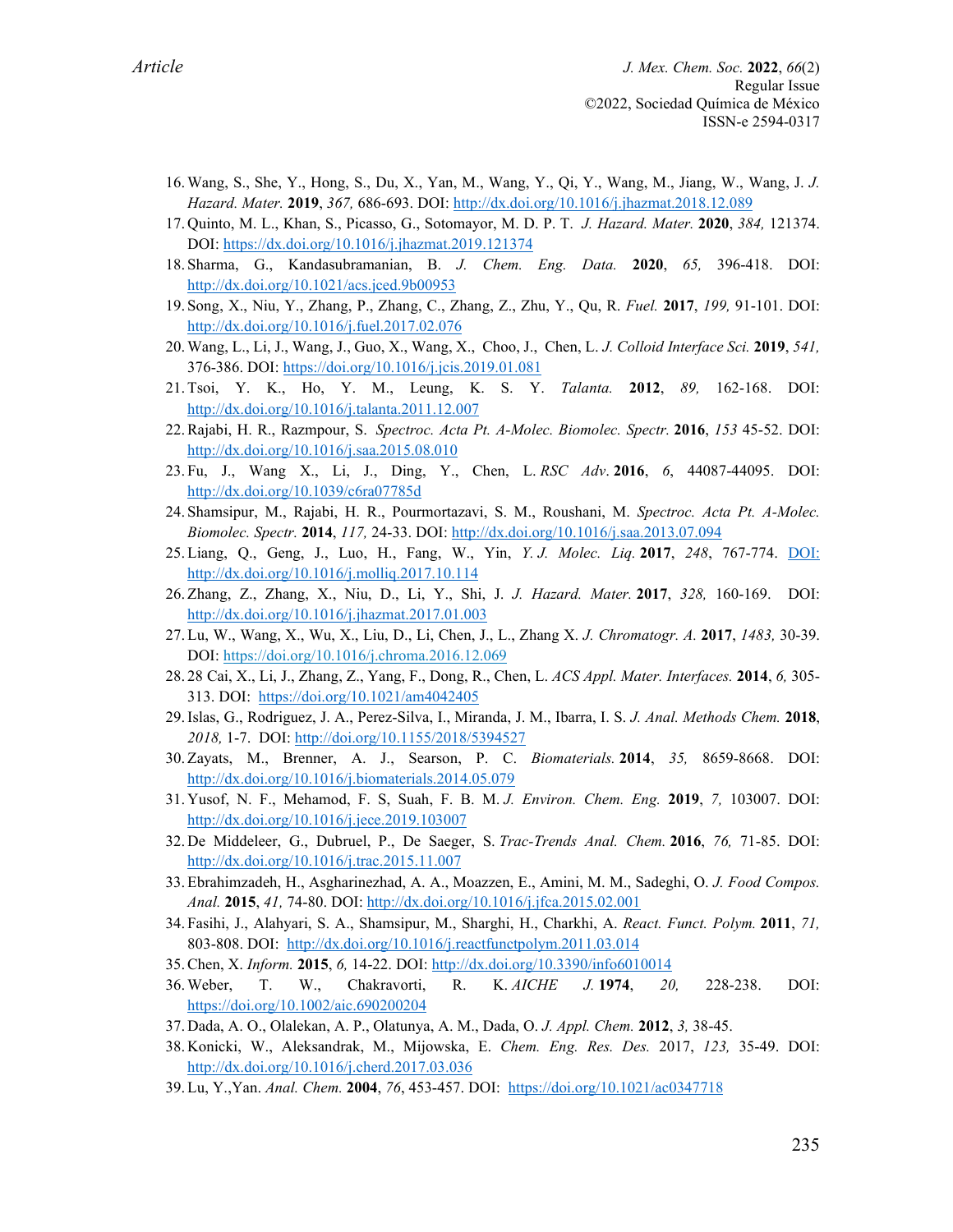16. Wang, S., She, Y., Hong, S., Du, X., Yan, M., Wang, Y., Qi, Y., Wang, M., Jiang, W., Wang, J. *J. Hazard. Mater.* **2019**, *367,* 686-693. DOI: http://dx.doi.org/10.1016/j.jhazmat.2018.12.089
17. Quinto, M. L., Khan, S., Picasso, G., Sotomayor, M. D. P. T. *J. Hazard. Mater.* **2020**, *384,* 121374. DOI: https://dx.doi.org/10.1016/j.jhazmat.2019.121374
18. Sharma, G., Kandasubramanian, B. *J. Chem. Eng. Data.* **2020**, *65,* 396-418. DOI: http://dx.doi.org/10.1021/acs.jced.9b00953
19. Song, X., Niu, Y., Zhang, P., Zhang, C., Zhang, Z., Zhu, Y., Qu, R. *Fuel.* **2017**, *199,* 91-101. DOI: http://dx.doi.org/10.1016/j.fuel.2017.02.076
20. Wang, L., Li, J., Wang, J., Guo, X., Wang, X., Choo, J., Chen, L. *J. Colloid Interface Sci.* **2019**, *541,* 376-386. DOI: https://doi.org/10.1016/j.jcis.2019.01.081
21. Tsoi, Y. K., Ho, Y. M., Leung, K. S. Y. *Talanta.* **2012**, *89,* 162-168. DOI: http://dx.doi.org/10.1016/j.talanta.2011.12.007
22. Rajabi, H. R., Razmpour, S. *Spectroc. Acta Pt. A-Molec. Biomolec. Spectr.* **2016**, *153* 45-52. DOI: http://dx.doi.org/10.1016/j.saa.2015.08.010
23. Fu, J., Wang X., Li, J., Ding, Y., Chen, L. *RSC Adv*. **2016**, *6*, 44087-44095. DOI: http://dx.doi.org/10.1039/c6ra07785d
24. Shamsipur, M., Rajabi, H. R., Pourmortazavi, S. M., Roushani, M. *Spectroc. Acta Pt. A-Molec. Biomolec. Spectr.* **2014**, *117,* 24-33. DOI: http://dx.doi.org/10.1016/j.saa.2013.07.094
25. Liang, Q., Geng, J., Luo, H., Fang, W., Yin, Y. *J. Molec. Liq.* **2017**, *248*, 767-774. DOI: http://dx.doi.org/10.1016/j.molliq.2017.10.114
26. Zhang, Z., Zhang, X., Niu, D., Li, Y., Shi, J. *J. Hazard. Mater.* **2017**, *328,* 160-169. DOI: http://dx.doi.org/10.1016/j.jhazmat.2017.01.003
27. Lu, W., Wang, X., Wu, X., Liu, D., Li, Chen, J., L., Zhang X. *J. Chromatogr. A.* **2017**, *1483,* 30-39. DOI: https://doi.org/10.1016/j.chroma.2016.12.069
28. 28 Cai, X., Li, J., Zhang, Z., Yang, F., Dong, R., Chen, L. *ACS Appl. Mater. Interfaces.* **2014**, *6,* 305-313. DOI: https://doi.org/10.1021/am4042405
29. Islas, G., Rodriguez, J. A., Perez-Silva, I., Miranda, J. M., Ibarra, I. S. *J. Anal. Methods Chem.* **2018**, *2018,* 1-7. DOI: http://doi.org/10.1155/2018/5394527
30. Zayats, M., Brenner, A. J., Searson, P. C. *Biomaterials.* **2014**, *35,* 8659-8668. DOI: http://dx.doi.org/10.1016/j.biomaterials.2014.05.079
31. Yusof, N. F., Mehamod, F. S, Suah, F. B. M. *J. Environ. Chem. Eng.* **2019**, *7,* 103007. DOI: http://dx.doi.org/10.1016/j.jece.2019.103007
32. De Middeleer, G., Dubruel, P., De Saeger, S. *Trac-Trends Anal. Chem.* **2016**, *76,* 71-85. DOI: http://dx.doi.org/10.1016/j.trac.2015.11.007
33. Ebrahimzadeh, H., Asgharinezhad, A. A., Moazzen, E., Amini, M. M., Sadeghi, O. *J. Food Compos. Anal.* **2015**, *41,* 74-80. DOI: http://dx.doi.org/10.1016/j.jfca.2015.02.001
34. Fasihi, J., Alahyari, S. A., Shamsipur, M., Sharghi, H., Charkhi, A. *React. Funct. Polym.* **2011**, *71,* 803-808. DOI: http://dx.doi.org/10.1016/j.reactfunctpolym.2011.03.014
35. Chen, X. *Inform.* **2015**, *6,* 14-22. DOI: http://dx.doi.org/10.3390/info6010014
36. Weber, T. W., Chakravorti, R. K. *AICHE J.* **1974**, *20,* 228-238. DOI: https://doi.org/10.1002/aic.690200204
37. Dada, A. O., Olalekan, A. P., Olatunya, A. M., Dada, O. *J. Appl. Chem.* **2012**, *3,* 38-45.
38. Konicki, W., Aleksandrak, M., Mijowska, E. *Chem. Eng. Res. Des.* 2017, *123,* 35-49. DOI: http://dx.doi.org/10.1016/j.cherd.2017.03.036
39. Lu, Y.,Yan. *Anal. Chem.* **2004**, *76*, 453-457. DOI: https://doi.org/10.1021/ac0347718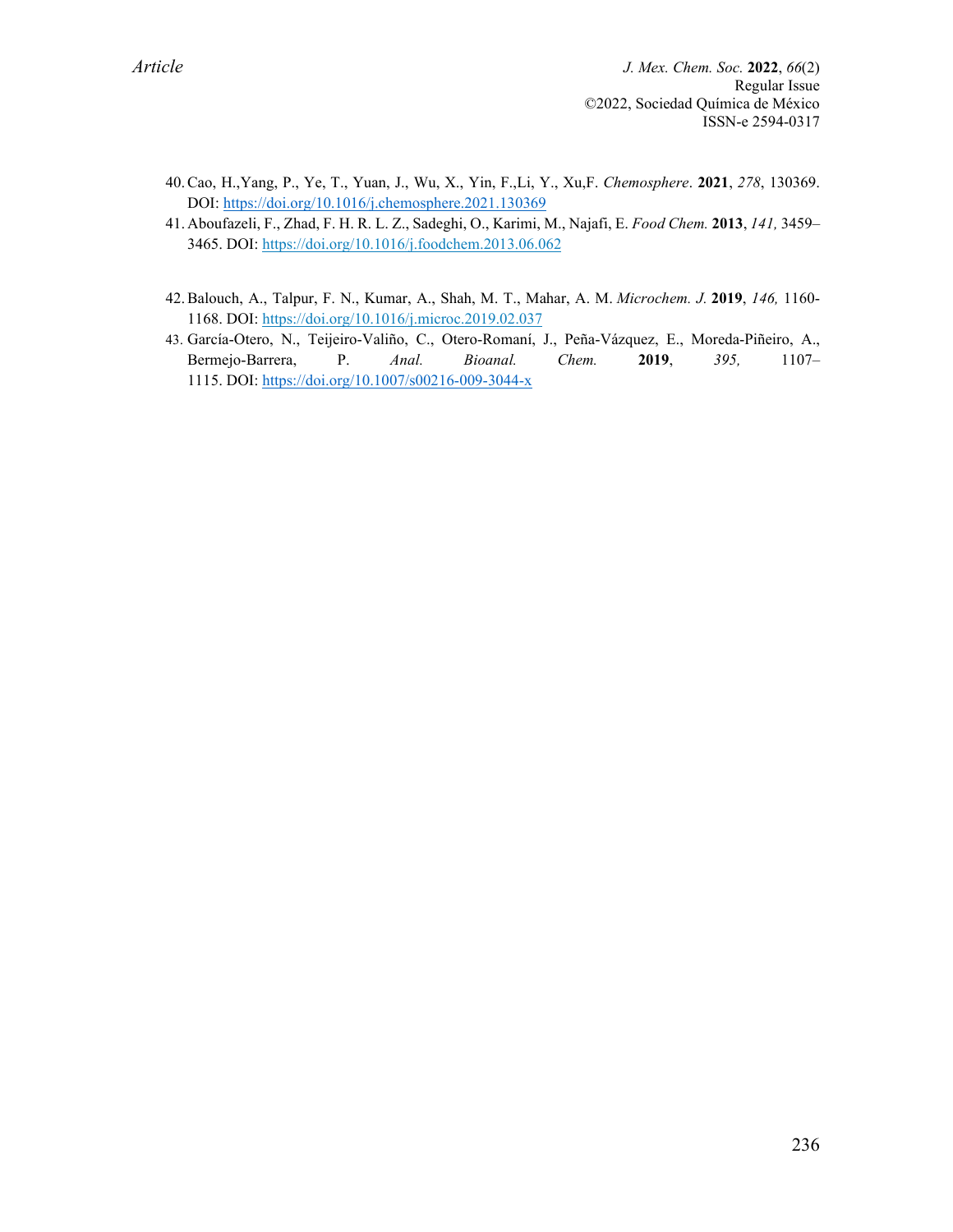40. Cao, H.,Yang, P., Ye, T., Yuan, J., Wu, X., Yin, F.,Li, Y., Xu,F. *Chemosphere*. **2021**, *278*, 130369. DOI: https://doi.org/10.1016/j.chemosphere.2021.130369
41. Aboufazeli, F., Zhad, F. H. R. L. Z., Sadeghi, O., Karimi, M., Najafi, E. *Food Chem.* **2013**, *141,* 3459–3465. DOI: https://doi.org/10.1016/j.foodchem.2013.06.062
42. Balouch, A., Talpur, F. N., Kumar, A., Shah, M. T., Mahar, A. M. *Microchem. J.* **2019**, *146,* 1160-1168. DOI: https://doi.org/10.1016/j.microc.2019.02.037
43. García-Otero, N., Teijeiro-Valiño, C., Otero-Romaní, J., Peña-Vázquez, E., Moreda-Piñeiro, A., Bermejo-Barrera, P. *Anal. Bioanal. Chem.* **2019**, *395,* 1107–1115. DOI: https://doi.org/10.1007/s00216-009-3044-x